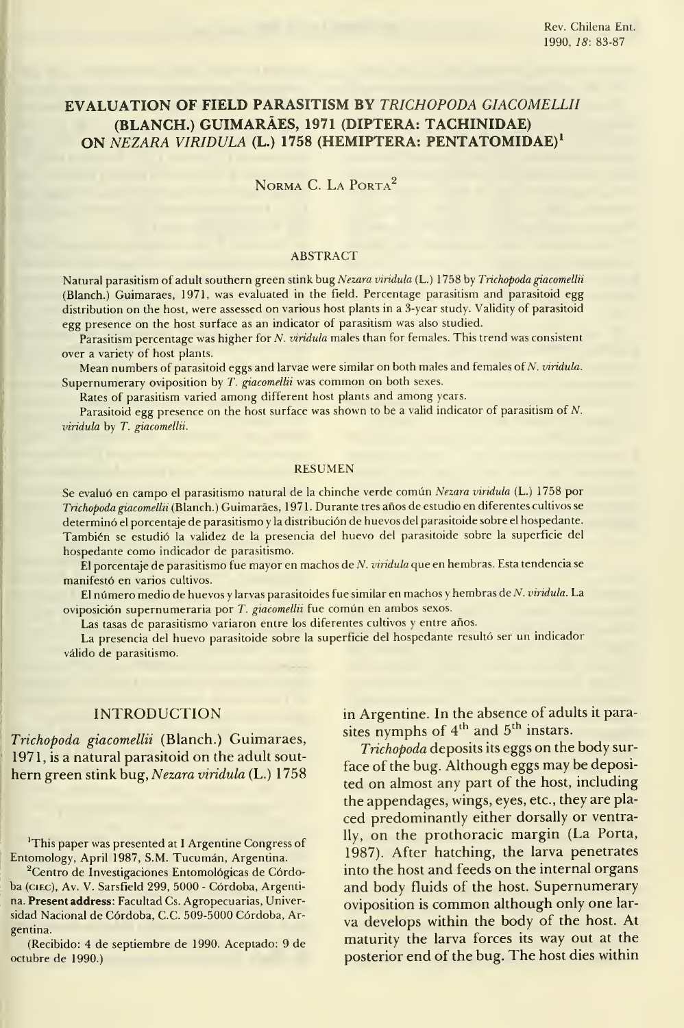# EVALUATION OF FIELD PARASITISM BY *TRICHOPODA GIACOMELLII* (BLANCH.) GUIMARÃES, 1971 (DIPTERA: TACHINIDAE) ON *NEZARA VIRIDULA* (L.) 1758 (HEMIPTERA: PENTATOMIDAE)[1]

Norma C. La Porta[2]

## ABSTRACT

Natural parasitism of adult southern green stink bug *Nezara viridula* (L.) 1758 by *Trichopoda giacomellii* (Blanch.) Guimaraes, 1971, was evaluated in the field. Percentage parasitism and parasitoid egg distribution on the host, were assessed on various host plants in a 3-year study. Validity of parasitoid egg presence on the host surface as an indicator of parasitism was also studied.

Parasitism percentage was higher for *N. viridula* males than for females. This trend was consistent over a variety of host plants.

Mean numbers of parasitoid eggs and larvae were similar on both males and females of *N. viridula*. Supernumerary oviposition by *T. giacomellii* was common on both sexes.

Rates of parasitism varied among different host plants and among years.

Parasitoid egg presence on the host surface was shown to be a valid indicator of parasitism of *N. viridula* by *T. giacomellii*.

## RESUMEN

Se evaluó en campo el parasitismo natural de la chinche verde común *Nezara viridula* (L.) 1758 por *Trichopoda giacomellii* (Blanch.) Guimarães, 1971. Durante tres años de estudio en diferentes cultivos se determinó el porcentaje de parasitismo y la distribución de huevos del parasitoide sobre el hospedante. También se estudió la validez de la presencia del huevo del parasitoide sobre la superficie del hospedante como indicador de parasitismo.

El porcentaje de parasitismo fue mayor en machos de *N. viridula* que en hembras. Esta tendencia se manifestó en varios cultivos.

El número medio de huevos y larvas parasitoides fue similar en machos y hembras de *N. viridula*. La oviposición supernumeraria por *T. giacomellii* fue común en ambos sexos.

Las tasas de parasitismo variaron entre los diferentes cultivos y entre años.

La presencia del huevo parasitoide sobre la superficie del hospedante resultó ser un indicador válido de parasitismo.

## INTRODUCTION

*Trichopoda giacomellii* (Blanch.) Guimaraes, 1971, is a natural parasitoid on the adult southern green stink bug, *Nezara viridula* (L.) 1758 in Argentine. In the absence of adults it parasites nymphs of 4[th] and 5[th] instars.

*Trichopoda* deposits its eggs on the body surface of the bug. Although eggs may be deposited on almost any part of the host, including the appendages, wings, eyes, etc., they are placed predominantly either dorsally or ventrally, on the prothoracic margin (La Porta, 1987). After hatching, the larva penetrates into the host and feeds on the internal organs and body fluids of the host. Supernumerary oviposition is common although only one larva develops within the body of the host. At maturity the larva forces its way out at the posterior end of the bug. The host dies within

[1]This paper was presented at I Argentine Congress of Entomology, April 1987, S.M. Tucumán, Argentina.

[2]Centro de Investigaciones Entomológicas de Córdoba (CIEC), Av. V. Sarsfield 299, 5000 - Córdoba, Argentina. **Present address:** Facultad Cs. Agropecuarias, Universidad Nacional de Córdoba, C.C. 509-5000 Córdoba, Argentina.

(Recibido: 4 de septiembre de 1990. Aceptado: 9 de octubre de 1990.)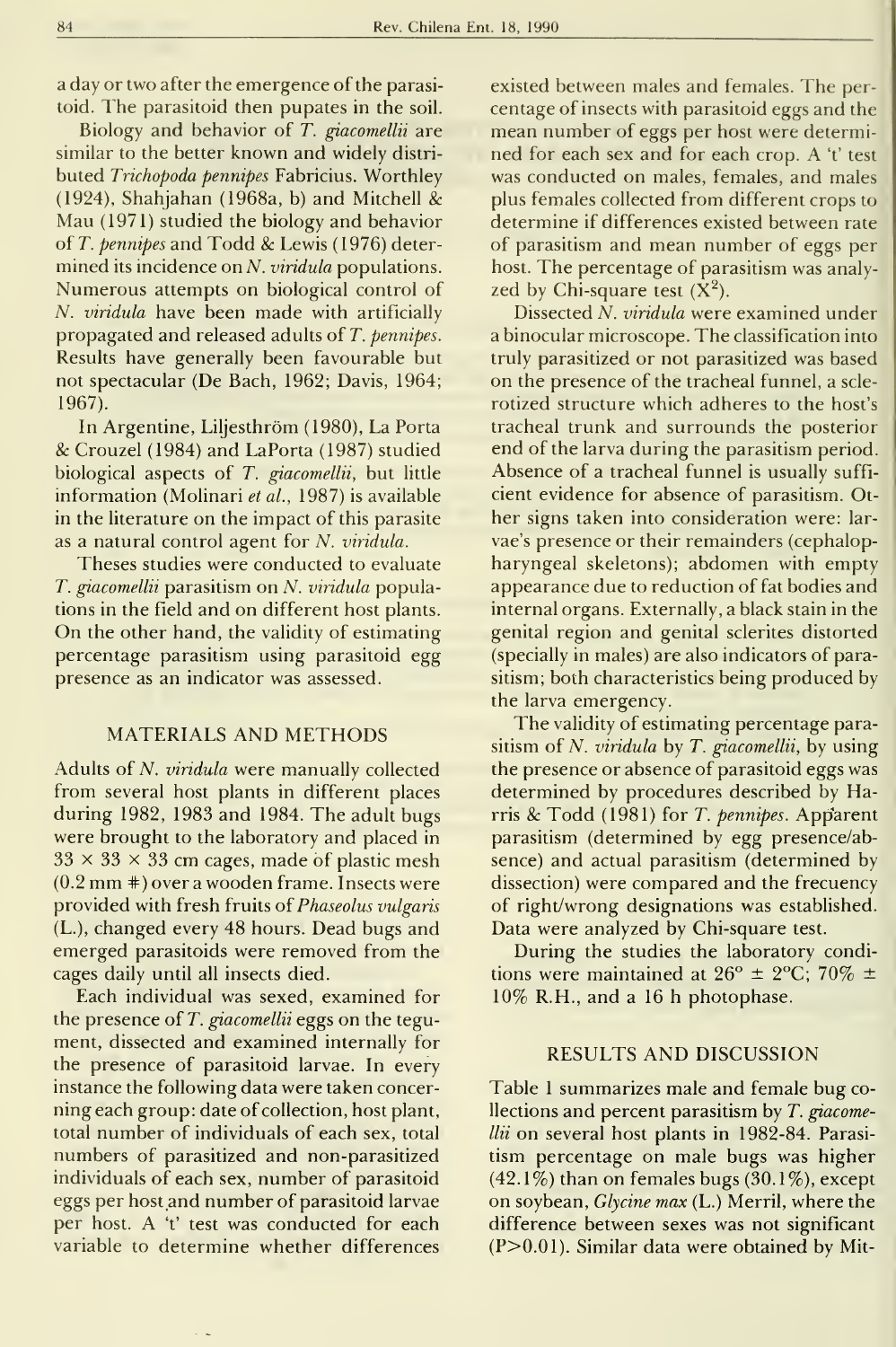a day or two after the emergence of the parasitoid. The parasitoid then pupates in the soil.

Biology and behavior of *T. giacomellii* are similar to the better known and widely distributed *Trichopoda pennipes* Fabricius. Worthley (1924), Shahjahan (1968a, b) and Mitchell & Mau (1971) studied the biology and behavior of *T. pennipes* and Todd & Lewis (1976) determined its incidence on *N. viridula* populations. Numerous attempts on biological control of *N. viridula* have been made with artificially propagated and released adults of *T. pennipes*. Results have generally been favourable but not spectacular (De Bach, 1962; Davis, 1964; 1967).

In Argentine, Liljesthröm (1980), La Porta & Crouzel (1984) and LaPorta (1987) studied biological aspects of *T. giacomellii*, but little information (Molinari *et al.*, 1987) is available in the literature on the impact of this parasite as a natural control agent for *N. viridula*.

Theses studies were conducted to evaluate *T. giacomellii* parasitism on *N. viridula* populations in the field and on different host plants. On the other hand, the validity of estimating percentage parasitism using parasitoid egg presence as an indicator was assessed.

## MATERIALS AND METHODS

Adults of *N. viridula* were manually collected from several host plants in different places during 1982, 1983 and 1984. The adult bugs were brought to the laboratory and placed in $33 \times 33 \times 33$ cm cages, made of plastic mesh (0.2 mm #) over a wooden frame. Insects were provided with fresh fruits of *Phaseolus vulgaris* (L.), changed every 48 hours. Dead bugs and emerged parasitoids were removed from the cages daily until all insects died.

Each individual was sexed, examined for the presence of *T. giacomellii* eggs on the tegument, dissected and examined internally for the presence of parasitoid larvae. In every instance the following data were taken concerning each group: date of collection, host plant, total number of individuals of each sex, total numbers of parasitized and non-parasitized individuals of each sex, number of parasitoid eggs per host and number of parasitoid larvae per host. A 't' test was conducted for each variable to determine whether differences existed between males and females. The percentage of insects with parasitoid eggs and the mean number of eggs per host were determined for each sex and for each crop. A 't' test was conducted on males, females, and males plus females collected from different crops to determine if differences existed between rate of parasitism and mean number of eggs per host. The percentage of parasitism was analyzed by Chi-square test ($X^2$).

Dissected *N. viridula* were examined under a binocular microscope. The classification into truly parasitized or not parasitized was based on the presence of the tracheal funnel, a sclerotized structure which adheres to the host's tracheal trunk and surrounds the posterior end of the larva during the parasitism period. Absence of a tracheal funnel is usually sufficient evidence for absence of parasitism. Other signs taken into consideration were: larvae's presence or their remainders (cephalopharyngeal skeletons); abdomen with empty appearance due to reduction of fat bodies and internal organs. Externally, a black stain in the genital region and genital sclerites distorted (specially in males) are also indicators of parasitism; both characteristics being produced by the larva emergency.

The validity of estimating percentage parasitism of *N. viridula* by *T. giacomellii*, by using the presence or absence of parasitoid eggs was determined by procedures described by Harris & Todd (1981) for *T. pennipes*. Apparent parasitism (determined by egg presence/absence) and actual parasitism (determined by dissection) were compared and the frecuency of right/wrong designations was established. Data were analyzed by Chi-square test.

During the studies the laboratory conditions were maintained at $26° \pm 2°C$; $70\% \pm 10\%$ R.H., and a 16 h photophase.

## RESULTS AND DISCUSSION

Table 1 summarizes male and female bug collections and percent parasitism by *T. giacomellii* on several host plants in 1982-84. Parasitism percentage on male bugs was higher (42.1%) than on females bugs (30.1%), except on soybean, *Glycine max* (L.) Merril, where the difference between sexes was not significant ($P > 0.01$). Similar data were obtained by Mit-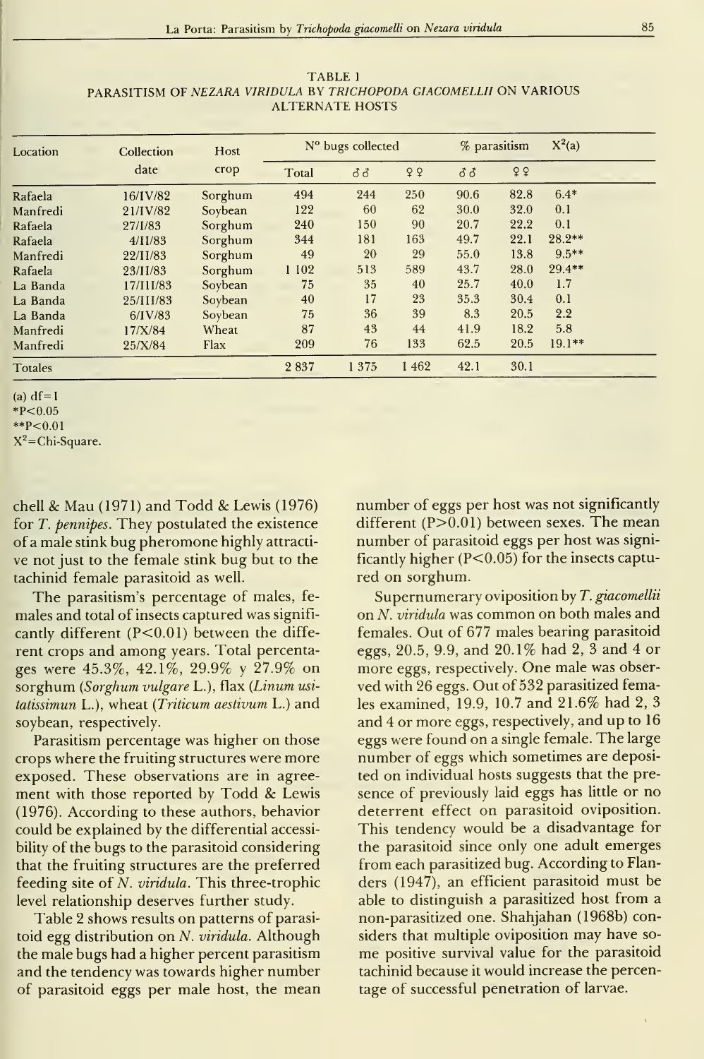TABLE 1
PARASITISM OF *NEZARA VIRIDULA* BY *TRICHOPODA GIACOMELLII* ON VARIOUS ALTERNATE HOSTS

| Location | Collection date | Host crop | Nº bugs collected | | | % parasitism | | $X^2$(a) |
|---|---|---|---|---|---|---|---|---|
| | | | Total | ♂♂ | ♀♀ | ♂♂ | ♀♀ | |
| Rafaela | 16/IV/82 | Sorghum | 494 | 244 | 250 | 90.6 | 82.8 | 6.4* |
| Manfredi | 21/IV/82 | Soybean | 122 | 60 | 62 | 30.0 | 32.0 | 0.1 |
| Rafaela | 27/I/83 | Sorghum | 240 | 150 | 90 | 20.7 | 22.2 | 0.1 |
| Rafaela | 4/II/83 | Sorghum | 344 | 181 | 163 | 49.7 | 22.1 | 28.2** |
| Manfredi | 22/II/83 | Sorghum | 49 | 20 | 29 | 55.0 | 13.8 | 9.5** |
| Rafaela | 23/II/83 | Sorghum | 1 102 | 513 | 589 | 43.7 | 28.0 | 29.4** |
| La Banda | 17/III/83 | Soybean | 75 | 35 | 40 | 25.7 | 40.0 | 1.7 |
| La Banda | 25/III/83 | Soybean | 40 | 17 | 23 | 35.3 | 30.4 | 0.1 |
| La Banda | 6/IV/83 | Soybean | 75 | 36 | 39 | 8.3 | 20.5 | 2.2 |
| Manfredi | 17/X/84 | Wheat | 87 | 43 | 44 | 41.9 | 18.2 | 5.8 |
| Manfredi | 25/X/84 | Flax | 209 | 76 | 133 | 62.5 | 20.5 | 19.1** |
| Totales | | | 2 837 | 1 375 | 1 462 | 42.1 | 30.1 | |

(a) df=1
*P<0.05
**P<0.01
$X^2$=Chi-Square.

chell & Mau (1971) and Todd & Lewis (1976) for *T. pennipes*. They postulated the existence of a male stink bug pheromone highly attractive not just to the female stink bug but to the tachinid female parasitoid as well.

The parasitism's percentage of males, females and total of insects captured was significantly different (P<0.01) between the different crops and among years. Total percentages were 45.3%, 42.1%, 29.9% y 27.9% on sorghum (*Sorghum vulgare* L.), flax (*Linum usitatissimun* L.), wheat (*Triticum aestivum* L.) and soybean, respectively.

Parasitism percentage was higher on those crops where the fruiting structures were more exposed. These observations are in agreement with those reported by Todd & Lewis (1976). According to these authors, behavior could be explained by the differential accessibility of the bugs to the parasitoid considering that the fruiting structures are the preferred feeding site of *N. viridula*. This three-trophic level relationship deserves further study.

Table 2 shows results on patterns of parasitoid egg distribution on *N. viridula*. Although the male bugs had a higher percent parasitism and the tendency was towards higher number of parasitoid eggs per male host, the mean number of eggs per host was not significantly different (P>0.01) between sexes. The mean number of parasitoid eggs per host was significantly higher (P<0.05) for the insects captured on sorghum.

Supernumerary oviposition by *T. giacomellii* on *N. viridula* was common on both males and females. Out of 677 males bearing parasitoid eggs, 20.5, 9.9, and 20.1% had 2, 3 and 4 or more eggs, respectively. One male was observed with 26 eggs. Out of 532 parasitized females examined, 19.9, 10.7 and 21.6% had 2, 3 and 4 or more eggs, respectively, and up to 16 eggs were found on a single female. The large number of eggs which sometimes are deposited on individual hosts suggests that the presence of previously laid eggs has little or no deterrent effect on parasitoid oviposition. This tendency would be a disadvantage for the parasitoid since only one adult emerges from each parasitized bug. According to Flanders (1947), an efficient parasitoid must be able to distinguish a parasitized host from a non-parasitized one. Shahjahan (1968b) considers that multiple oviposition may have some positive survival value for the parasitoid tachinid because it would increase the percentage of successful penetration of larvae.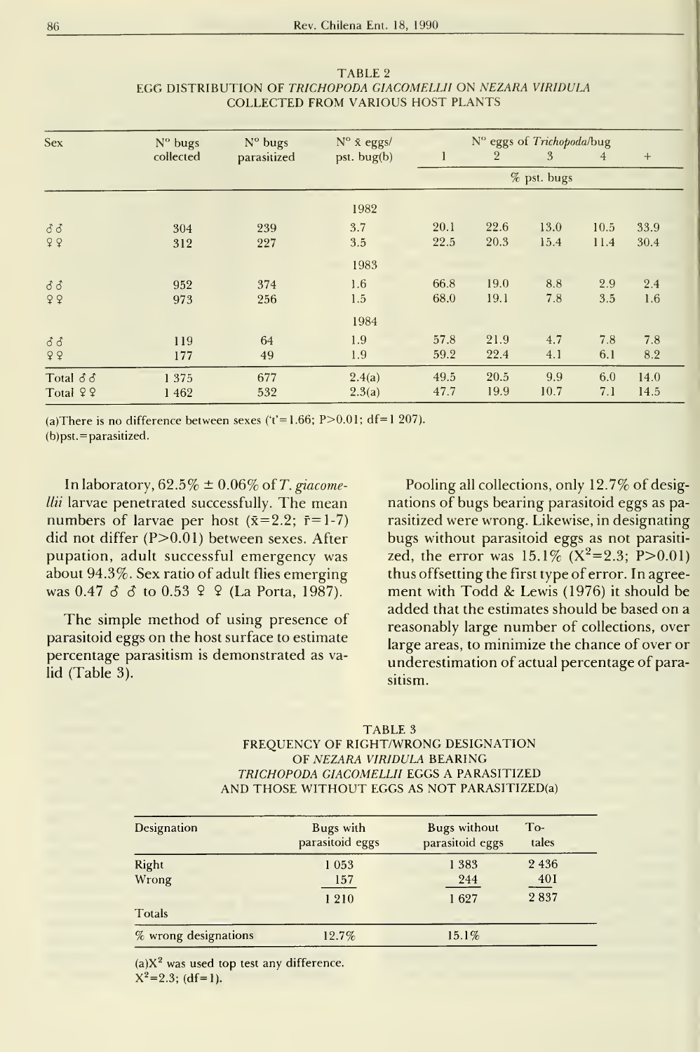TABLE 2
EGG DISTRIBUTION OF *TRICHOPODA GIACOMELLII* ON *NEZARA VIRIDULA* COLLECTED FROM VARIOUS HOST PLANTS

| Sex | N° bugs collected | N° bugs parasitized | N° x̄ eggs/ pst. bug(b) | N° eggs of *Trichopoda*/bug 1 | 2 | 3 | 4 | + |
|---|---|---|---|---|---|---|---|---|
| | | | | % pst. bugs | | | | |
| | | | 1982 | | | | | |
| ♂♂ | 304 | 239 | 3.7 | 20.1 | 22.6 | 13.0 | 10.5 | 33.9 |
| ♀♀ | 312 | 227 | 3.5 | 22.5 | 20.3 | 15.4 | 11.4 | 30.4 |
| | | | 1983 | | | | | |
| ♂♂ | 952 | 374 | 1.6 | 66.8 | 19.0 | 8.8 | 2.9 | 2.4 |
| ♀♀ | 973 | 256 | 1.5 | 68.0 | 19.1 | 7.8 | 3.5 | 1.6 |
| | | | 1984 | | | | | |
| ♂♂ | 119 | 64 | 1.9 | 57.8 | 21.9 | 4.7 | 7.8 | 7.8 |
| ♀♀ | 177 | 49 | 1.9 | 59.2 | 22.4 | 4.1 | 6.1 | 8.2 |
| Total ♂♂ | 1 375 | 677 | 2.4(a) | 49.5 | 20.5 | 9.9 | 6.0 | 14.0 |
| Total ♀♀ | 1 462 | 532 | 2.3(a) | 47.7 | 19.9 | 10.7 | 7.1 | 14.5 |

(a)There is no difference between sexes ('t'=1.66; P>0.01; df=1 207).
(b)pst.=parasitized.

In laboratory, 62.5% ± 0.06% of *T. giacomellii* larvae penetrated successfully. The mean numbers of larvae per host ($\bar{x}$=2.2; r=1-7) did not differ (P>0.01) between sexes. After pupation, adult successful emergency was about 94.3%. Sex ratio of adult flies emerging was 0.47 ♂♂ to 0.53 ♀♀ (La Porta, 1987).

The simple method of using presence of parasitoid eggs on the host surface to estimate percentage parasitism is demonstrated as valid (Table 3).

Pooling all collections, only 12.7% of designations of bugs bearing parasitoid eggs as parasitized were wrong. Likewise, in designating bugs without parasitoid eggs as not parasitized, the error was 15.1% ($X^2$=2.3; P>0.01) thus offsetting the first type of error. In agreement with Todd & Lewis (1976) it should be added that the estimates should be based on a reasonably large number of collections, over large areas, to minimize the chance of over or underestimation of actual percentage of parasitism.

TABLE 3
FREQUENCY OF RIGHT/WRONG DESIGNATION OF *NEZARA VIRIDULA* BEARING *TRICHOPODA GIACOMELLII* EGGS A PARASITIZED AND THOSE WITHOUT EGGS AS NOT PARASITIZED(a)

| Designation | Bugs with parasitoid eggs | Bugs without parasitoid eggs | Totales |
|---|---|---|---|
| Right | 1 053 | 1 383 | 2 436 |
| Wrong | 157 | 244 | 401 |
| Totals | 1 210 | 1 627 | 2 837 |
| % wrong designations | 12.7% | 15.1% | |

(a)$X^2$ was used top test any difference.
$X^2$=2.3; (df=1).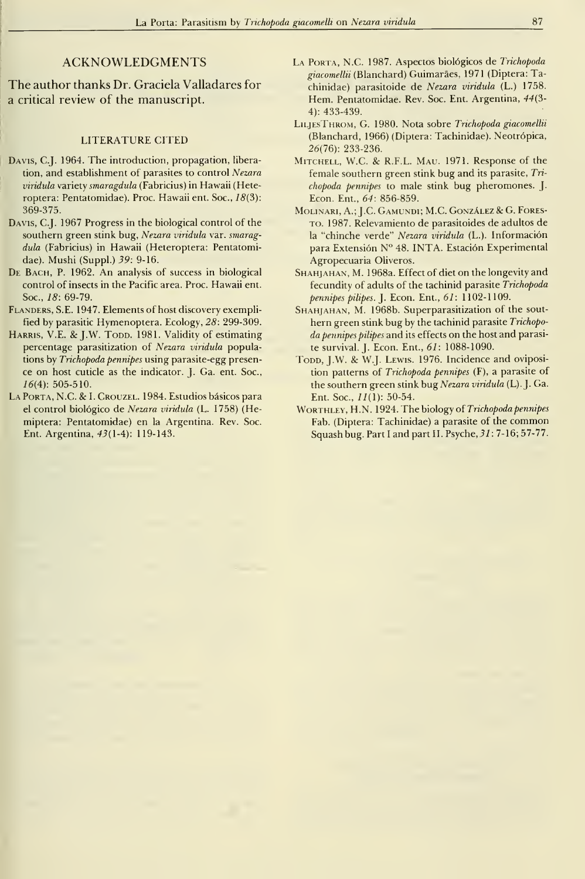## ACKNOWLEDGMENTS

The author thanks Dr. Graciela Valladares for a critical review of the manuscript.

### LITERATURE CITED

Davis, C.J. 1964. The introduction, propagation, liberation, and establishment of parasites to control *Nezara viridula* variety *smaragdula* (Fabricius) in Hawaii (Heteroptera: Pentatomidae). Proc. Hawaii ent. Soc., *18*(3): 369-375.

Davis, C.J. 1967 Progress in the biological control of the southern green stink bug, *Nezara viridula* var. *smaragdula* (Fabricius) in Hawaii (Heteroptera: Pentatomidae). Mushi (Suppl.) *39*: 9-16.

De Bach, P. 1962. An analysis of success in biological control of insects in the Pacific area. Proc. Hawaii ent. Soc., *18*: 69-79.

Flanders, S.E. 1947. Elements of host discovery exemplified by parasitic Hymenoptera. Ecology, *28*: 299-309.

Harris, V.E. & J.W. Todd. 1981. Validity of estimating percentage parasitization of *Nezara viridula* populations by *Trichopoda pennipes* using parasite-egg presence on host cuticle as the indicator. J. Ga. ent. Soc., *16*(4): 505-510.

La Porta, N.C. & I. Crouzel. 1984. Estudios básicos para el control biológico de *Nezara viridula* (L. 1758) (Hemiptera: Pentatomidae) en la Argentina. Rev. Soc. Ent. Argentina, *43*(1-4): 119-143.

La Porta, N.C. 1987. Aspectos biológicos de *Trichopoda giacomellii* (Blanchard) Guimarães, 1971 (Diptera: Tachinidae) parasitoide de *Nezara viridula* (L.) 1758. Hem. Pentatomidae. Rev. Soc. Ent. Argentina, *44*(3-4): 433-439.

LiljesThrom, G. 1980. Nota sobre *Trichopoda giacomellii* (Blanchard, 1966) (Diptera: Tachinidae). Neotrópica, *26*(76): 233-236.

Mitchell, W.C. & R.F.L. Mau. 1971. Response of the female southern green stink bug and its parasite, *Trichopoda pennipes* to male stink bug pheromones. J. Econ. Ent., *64*: 856-859.

Molinari, A.; J.C. Gamundi; M.C. González & G. Foresto. 1987. Relevamiento de parasitoides de adultos de la "chinche verde" *Nezara viridula* (L.). Información para Extensión Nº 48. INTA. Estación Experimental Agropecuaria Oliveros.

Shahjahan, M. 1968a. Effect of diet on the longevity and fecundity of adults of the tachinid parasite *Trichopoda pennipes pilipes*. J. Econ. Ent., *61*: 1102-1109.

Shahjahan, M. 1968b. Superparasitization of the southern green stink bug by the tachinid parasite *Trichopoda pennipes pilipes* and its effects on the host and parasite survival. J. Econ. Ent., *61*: 1088-1090.

Todd, J.W. & W.J. Lewis. 1976. Incidence and oviposition patterns of *Trichopoda pennipes* (F), a parasite of the southern green stink bug *Nezara viridula* (L). J. Ga. Ent. Soc., *11*(1): 50-54.

Worthley, H.N. 1924. The biology of *Trichopoda pennipes* Fab. (Diptera: Tachinidae) a parasite of the common Squash bug. Part I and part II. Psyche, *31*: 7-16; 57-77.